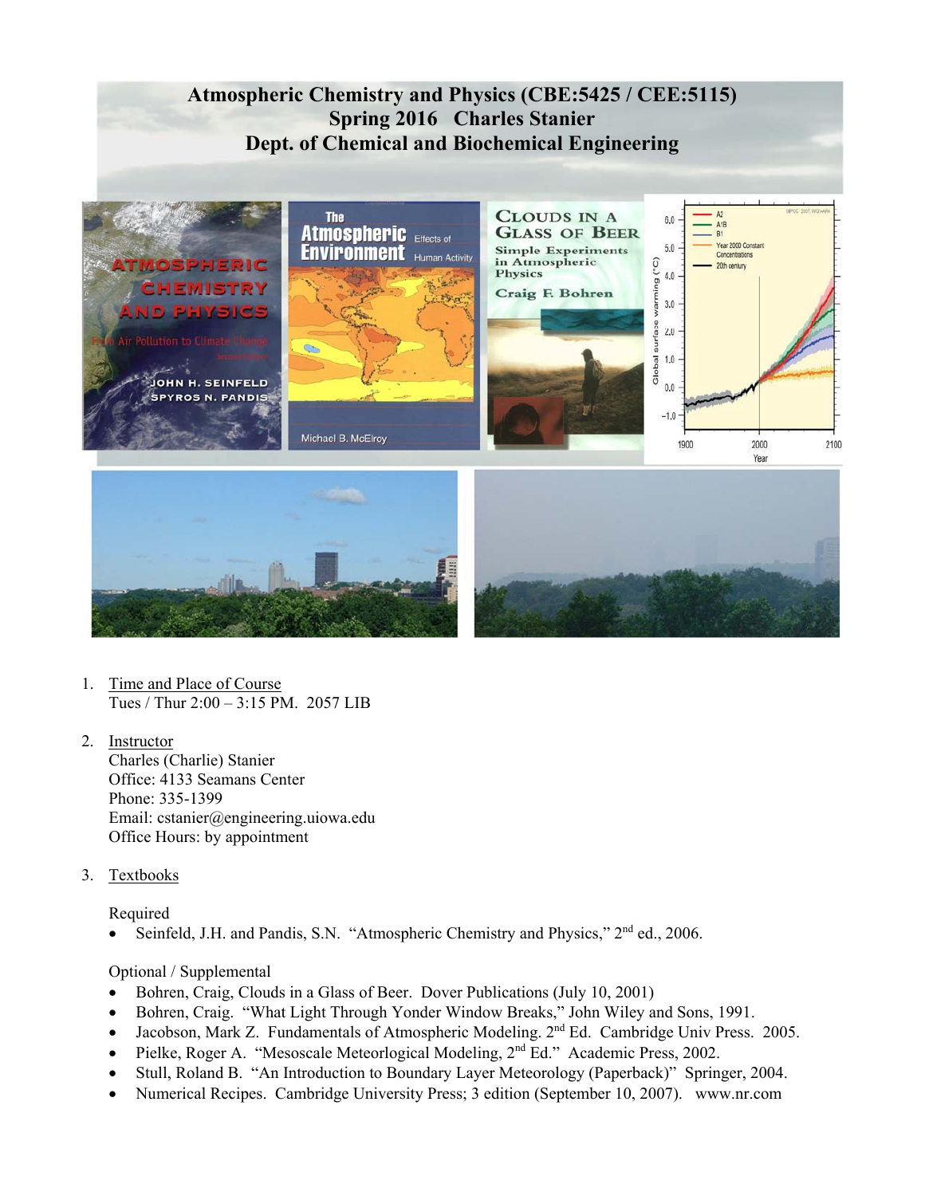# Atmospheric Chemistry and Physics (CBE:5425 / CEE:5115)
## Spring 2016 Charles Stanier
## Dept. of Chemical and Biochemical Engineering

1. Time and Place of Course
   Tues / Thur 2:00 – 3:15 PM. 2057 LIB

2. Instructor
   Charles (Charlie) Stanier
   Office: 4133 Seamans Center
   Phone: 335-1399
   Email: cstanier@engineering.uiowa.edu
   Office Hours: by appointment

3. Textbooks

   Required
   - Seinfeld, J.H. and Pandis, S.N. "Atmospheric Chemistry and Physics," 2nd ed., 2006.

   Optional / Supplemental
   - Bohren, Craig, Clouds in a Glass of Beer. Dover Publications (July 10, 2001)
   - Bohren, Craig. "What Light Through Yonder Window Breaks," John Wiley and Sons, 1991.
   - Jacobson, Mark Z. Fundamentals of Atmospheric Modeling. 2nd Ed. Cambridge Univ Press. 2005.
   - Pielke, Roger A. "Mesoscale Meteorlogical Modeling, 2nd Ed." Academic Press, 2002.
   - Stull, Roland B. "An Introduction to Boundary Layer Meteorology (Paperback)" Springer, 2004.
   - Numerical Recipes. Cambridge University Press; 3 edition (September 10, 2007). www.nr.com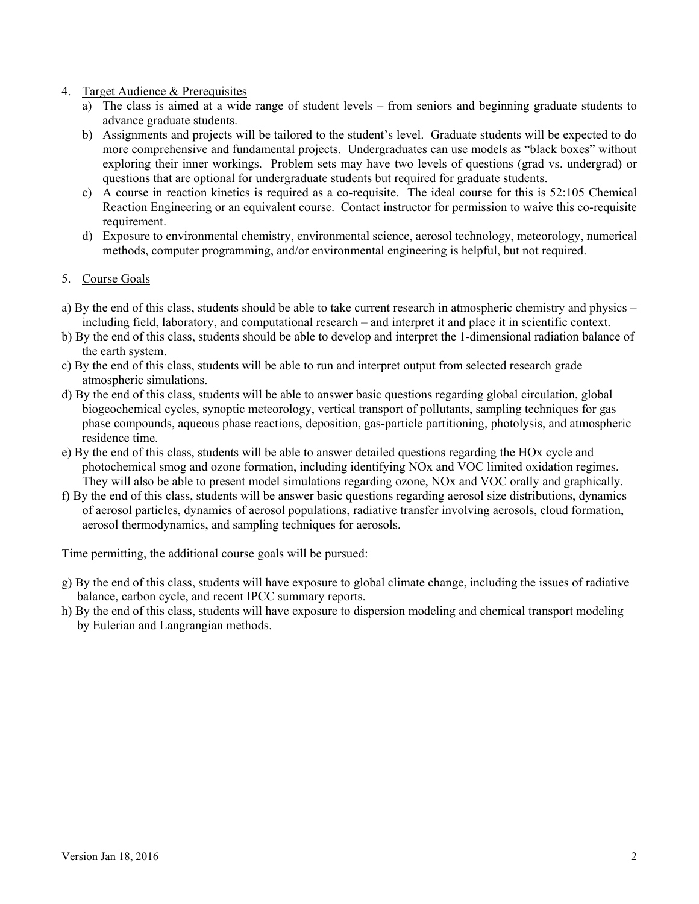4. Target Audience & Prerequisites
   a) The class is aimed at a wide range of student levels – from seniors and beginning graduate students to advance graduate students.
   b) Assignments and projects will be tailored to the student's level. Graduate students will be expected to do more comprehensive and fundamental projects. Undergraduates can use models as "black boxes" without exploring their inner workings. Problem sets may have two levels of questions (grad vs. undergrad) or questions that are optional for undergraduate students but required for graduate students.
   c) A course in reaction kinetics is required as a co-requisite. The ideal course for this is 52:105 Chemical Reaction Engineering or an equivalent course. Contact instructor for permission to waive this co-requisite requirement.
   d) Exposure to environmental chemistry, environmental science, aerosol technology, meteorology, numerical methods, computer programming, and/or environmental engineering is helpful, but not required.

5. Course Goals

a) By the end of this class, students should be able to take current research in atmospheric chemistry and physics – including field, laboratory, and computational research – and interpret it and place it in scientific context.

b) By the end of this class, students should be able to develop and interpret the 1-dimensional radiation balance of the earth system.

c) By the end of this class, students will be able to run and interpret output from selected research grade atmospheric simulations.

d) By the end of this class, students will be able to answer basic questions regarding global circulation, global biogeochemical cycles, synoptic meteorology, vertical transport of pollutants, sampling techniques for gas phase compounds, aqueous phase reactions, deposition, gas-particle partitioning, photolysis, and atmospheric residence time.

e) By the end of this class, students will be able to answer detailed questions regarding the HOx cycle and photochemical smog and ozone formation, including identifying NOx and VOC limited oxidation regimes. They will also be able to present model simulations regarding ozone, NOx and VOC orally and graphically.

f) By the end of this class, students will be answer basic questions regarding aerosol size distributions, dynamics of aerosol particles, dynamics of aerosol populations, radiative transfer involving aerosols, cloud formation, aerosol thermodynamics, and sampling techniques for aerosols.

Time permitting, the additional course goals will be pursued:

g) By the end of this class, students will have exposure to global climate change, including the issues of radiative balance, carbon cycle, and recent IPCC summary reports.

h) By the end of this class, students will have exposure to dispersion modeling and chemical transport modeling by Eulerian and Langrangian methods.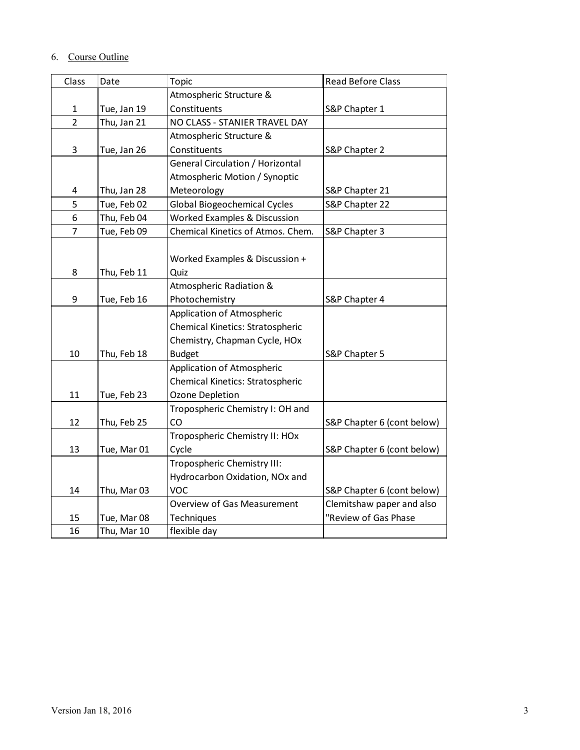6. Course Outline

| Class | Date | Topic | Read Before Class |
|---|---|---|---|
| 1 | Tue, Jan 19 | Atmospheric Structure & Constituents | S&P Chapter 1 |
| 2 | Thu, Jan 21 | NO CLASS - STANIER TRAVEL DAY | |
| 3 | Tue, Jan 26 | Atmospheric Structure & Constituents | S&P Chapter 2 |
| 4 | Thu, Jan 28 | General Circulation / Horizontal Atmospheric Motion / Synoptic Meteorology | S&P Chapter 21 |
| 5 | Tue, Feb 02 | Global Biogeochemical Cycles | S&P Chapter 22 |
| 6 | Thu, Feb 04 | Worked Examples & Discussion | |
| 7 | Tue, Feb 09 | Chemical Kinetics of Atmos. Chem. | S&P Chapter 3 |
| 8 | Thu, Feb 11 | Worked Examples & Discussion + Quiz | |
| 9 | Tue, Feb 16 | Atmospheric Radiation & Photochemistry | S&P Chapter 4 |
| 10 | Thu, Feb 18 | Application of Atmospheric Chemical Kinetics: Stratospheric Chemistry, Chapman Cycle, HOx Budget | S&P Chapter 5 |
| 11 | Tue, Feb 23 | Application of Atmospheric Chemical Kinetics: Stratospheric Ozone Depletion | |
| 12 | Thu, Feb 25 | Tropospheric Chemistry I: OH and CO | S&P Chapter 6 (cont below) |
| 13 | Tue, Mar 01 | Tropospheric Chemistry II: HOx Cycle | S&P Chapter 6 (cont below) |
| 14 | Thu, Mar 03 | Tropospheric Chemistry III: Hydrocarbon Oxidation, NOx and VOC | S&P Chapter 6 (cont below) |
| 15 | Tue, Mar 08 | Overview of Gas Measurement Techniques | Clemitshaw paper and also "Review of Gas Phase |
| 16 | Thu, Mar 10 | flexible day | |

Version Jan 18, 2016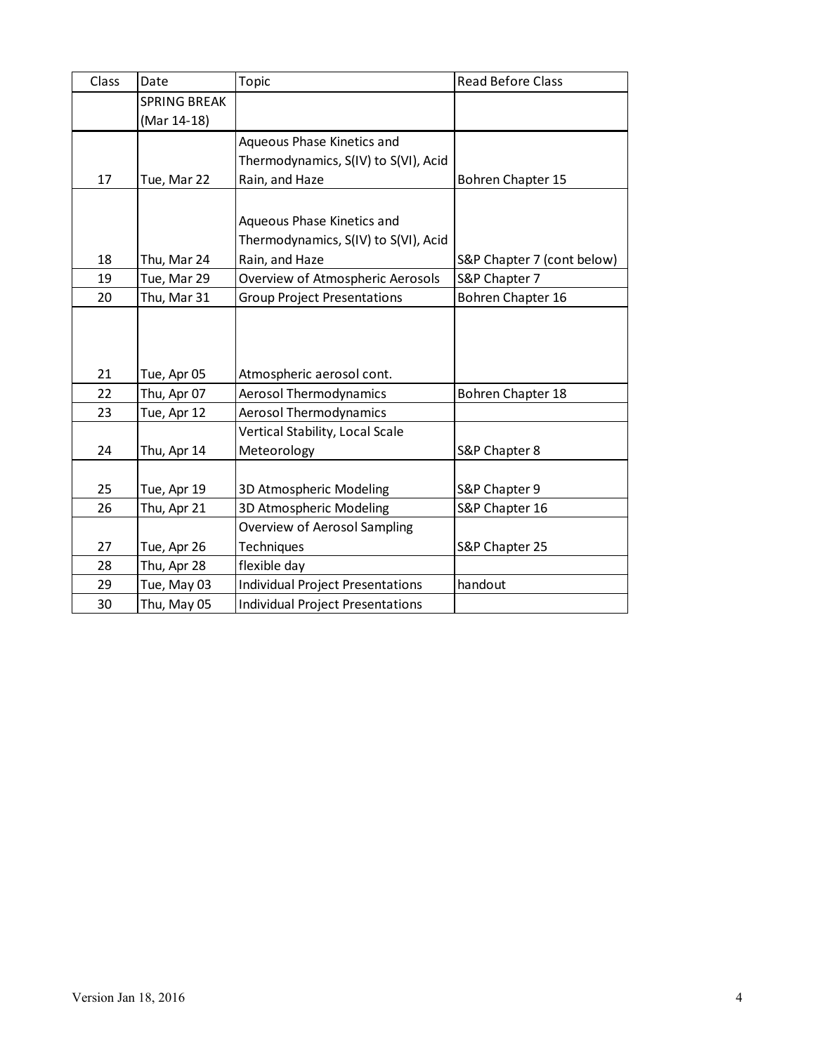| Class | Date | Topic | Read Before Class |
|---|---|---|---|
| | SPRING BREAK (Mar 14-18) | | |
| 17 | Tue, Mar 22 | Aqueous Phase Kinetics and Thermodynamics, S(IV) to S(VI), Acid Rain, and Haze | Bohren Chapter 15 |
| 18 | Thu, Mar 24 | Aqueous Phase Kinetics and Thermodynamics, S(IV) to S(VI), Acid Rain, and Haze | S&P Chapter 7 (cont below) |
| 19 | Tue, Mar 29 | Overview of Atmospheric Aerosols | S&P Chapter 7 |
| 20 | Thu, Mar 31 | Group Project Presentations | Bohren Chapter 16 |
| 21 | Tue, Apr 05 | Atmospheric aerosol cont. | |
| 22 | Thu, Apr 07 | Aerosol Thermodynamics | Bohren Chapter 18 |
| 23 | Tue, Apr 12 | Aerosol Thermodynamics | |
| 24 | Thu, Apr 14 | Vertical Stability, Local Scale Meteorology | S&P Chapter 8 |
| 25 | Tue, Apr 19 | 3D Atmospheric Modeling | S&P Chapter 9 |
| 26 | Thu, Apr 21 | 3D Atmospheric Modeling | S&P Chapter 16 |
| 27 | Tue, Apr 26 | Overview of Aerosol Sampling Techniques | S&P Chapter 25 |
| 28 | Thu, Apr 28 | flexible day | |
| 29 | Tue, May 03 | Individual Project Presentations | handout |
| 30 | Thu, May 05 | Individual Project Presentations | |

Version Jan 18, 2016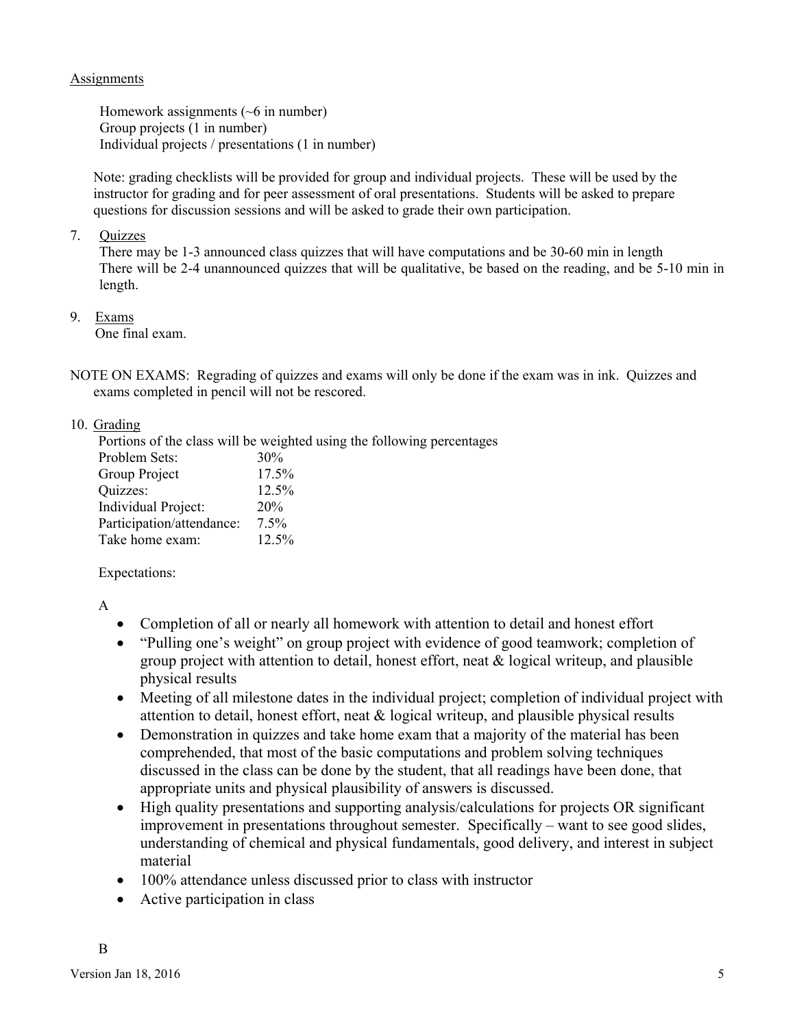Assignments

Homework assignments (~6 in number)
Group projects (1 in number)
Individual projects / presentations (1 in number)

Note: grading checklists will be provided for group and individual projects. These will be used by the instructor for grading and for peer assessment of oral presentations. Students will be asked to prepare questions for discussion sessions and will be asked to grade their own participation.

7. Quizzes

   There may be 1-3 announced class quizzes that will have computations and be 30-60 min in length
   There will be 2-4 unannounced quizzes that will be qualitative, be based on the reading, and be 5-10 min in length.

9. Exams

   One final exam.

NOTE ON EXAMS: Regrading of quizzes and exams will only be done if the exam was in ink. Quizzes and exams completed in pencil will not be rescored.

10. Grading

    Portions of the class will be weighted using the following percentages

| | |
|---|---|
| Problem Sets: | 30% |
| Group Project | 17.5% |
| Quizzes: | 12.5% |
| Individual Project: | 20% |
| Participation/attendance: | 7.5% |
| Take home exam: | 12.5% |

Expectations:

A

- Completion of all or nearly all homework with attention to detail and honest effort
- "Pulling one's weight" on group project with evidence of good teamwork; completion of group project with attention to detail, honest effort, neat & logical writeup, and plausible physical results
- Meeting of all milestone dates in the individual project; completion of individual project with attention to detail, honest effort, neat & logical writeup, and plausible physical results
- Demonstration in quizzes and take home exam that a majority of the material has been comprehended, that most of the basic computations and problem solving techniques discussed in the class can be done by the student, that all readings have been done, that appropriate units and physical plausibility of answers is discussed.
- High quality presentations and supporting analysis/calculations for projects OR significant improvement in presentations throughout semester. Specifically – want to see good slides, understanding of chemical and physical fundamentals, good delivery, and interest in subject material
- 100% attendance unless discussed prior to class with instructor
- Active participation in class

B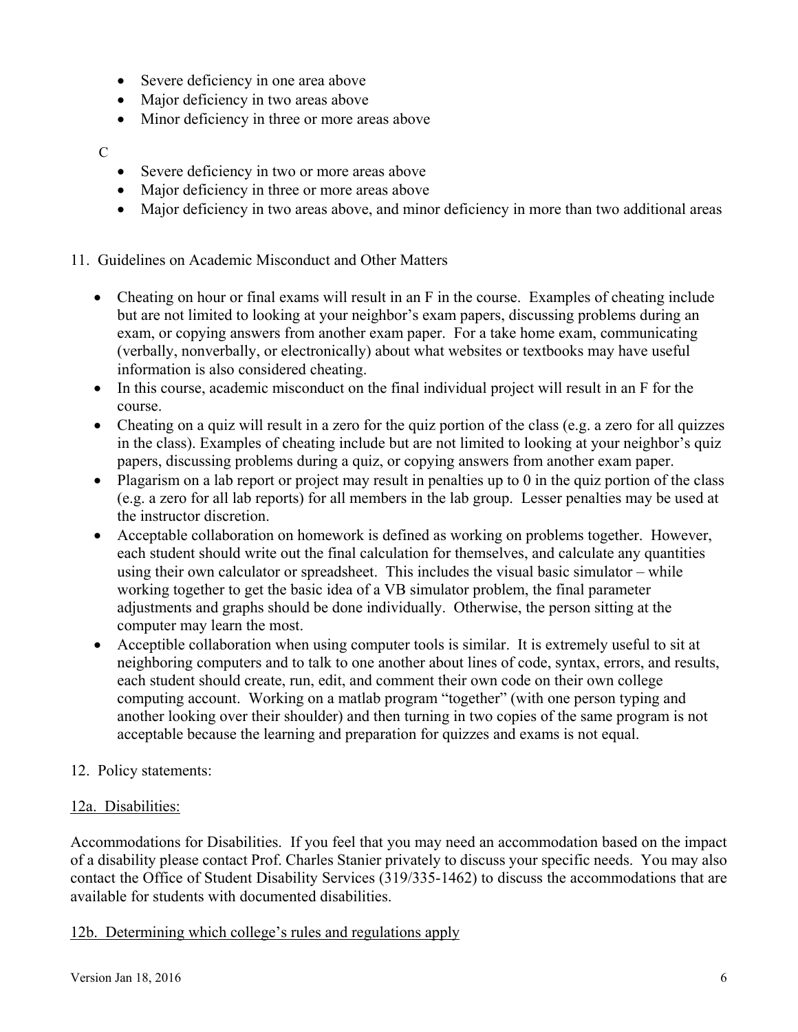- Severe deficiency in one area above
- Major deficiency in two areas above
- Minor deficiency in three or more areas above

C

- Severe deficiency in two or more areas above
- Major deficiency in three or more areas above
- Major deficiency in two areas above, and minor deficiency in more than two additional areas

11. Guidelines on Academic Misconduct and Other Matters

- Cheating on hour or final exams will result in an F in the course. Examples of cheating include but are not limited to looking at your neighbor's exam papers, discussing problems during an exam, or copying answers from another exam paper. For a take home exam, communicating (verbally, nonverbally, or electronically) about what websites or textbooks may have useful information is also considered cheating.
- In this course, academic misconduct on the final individual project will result in an F for the course.
- Cheating on a quiz will result in a zero for the quiz portion of the class (e.g. a zero for all quizzes in the class). Examples of cheating include but are not limited to looking at your neighbor's quiz papers, discussing problems during a quiz, or copying answers from another exam paper.
- Plagarism on a lab report or project may result in penalties up to 0 in the quiz portion of the class (e.g. a zero for all lab reports) for all members in the lab group. Lesser penalties may be used at the instructor discretion.
- Acceptable collaboration on homework is defined as working on problems together. However, each student should write out the final calculation for themselves, and calculate any quantities using their own calculator or spreadsheet. This includes the visual basic simulator – while working together to get the basic idea of a VB simulator problem, the final parameter adjustments and graphs should be done individually. Otherwise, the person sitting at the computer may learn the most.
- Acceptible collaboration when using computer tools is similar. It is extremely useful to sit at neighboring computers and to talk to one another about lines of code, syntax, errors, and results, each student should create, run, edit, and comment their own code on their own college computing account. Working on a matlab program "together" (with one person typing and another looking over their shoulder) and then turning in two copies of the same program is not acceptable because the learning and preparation for quizzes and exams is not equal.

12. Policy statements:

12a. Disabilities:

Accommodations for Disabilities. If you feel that you may need an accommodation based on the impact of a disability please contact Prof. Charles Stanier privately to discuss your specific needs. You may also contact the Office of Student Disability Services (319/335-1462) to discuss the accommodations that are available for students with documented disabilities.

12b. Determining which college's rules and regulations apply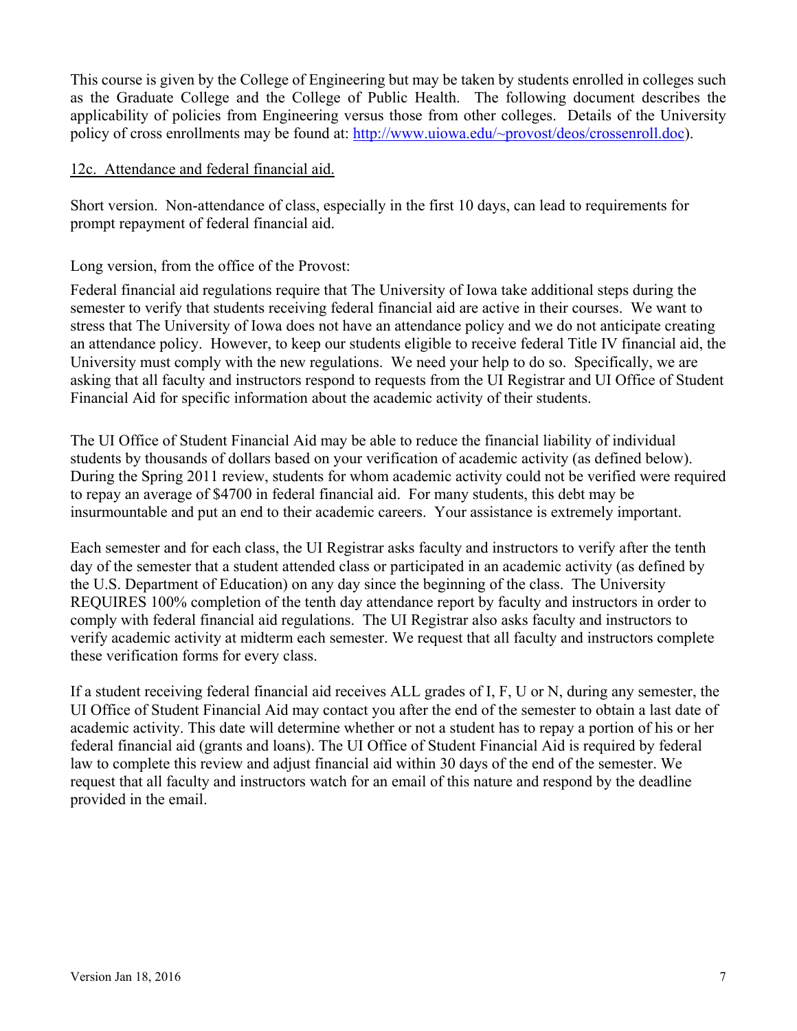This course is given by the College of Engineering but may be taken by students enrolled in colleges such as the Graduate College and the College of Public Health. The following document describes the applicability of policies from Engineering versus those from other colleges. Details of the University policy of cross enrollments may be found at: [http://www.uiowa.edu/~provost/deos/crossenroll.doc](http://www.uiowa.edu/~provost/deos/crossenroll.doc)).

12c. Attendance and federal financial aid.

Short version. Non-attendance of class, especially in the first 10 days, can lead to requirements for prompt repayment of federal financial aid.

Long version, from the office of the Provost:

Federal financial aid regulations require that The University of Iowa take additional steps during the semester to verify that students receiving federal financial aid are active in their courses. We want to stress that The University of Iowa does not have an attendance policy and we do not anticipate creating an attendance policy. However, to keep our students eligible to receive federal Title IV financial aid, the University must comply with the new regulations. We need your help to do so. Specifically, we are asking that all faculty and instructors respond to requests from the UI Registrar and UI Office of Student Financial Aid for specific information about the academic activity of their students.

The UI Office of Student Financial Aid may be able to reduce the financial liability of individual students by thousands of dollars based on your verification of academic activity (as defined below). During the Spring 2011 review, students for whom academic activity could not be verified were required to repay an average of $4700 in federal financial aid. For many students, this debt may be insurmountable and put an end to their academic careers. Your assistance is extremely important.

Each semester and for each class, the UI Registrar asks faculty and instructors to verify after the tenth day of the semester that a student attended class or participated in an academic activity (as defined by the U.S. Department of Education) on any day since the beginning of the class. The University REQUIRES 100% completion of the tenth day attendance report by faculty and instructors in order to comply with federal financial aid regulations. The UI Registrar also asks faculty and instructors to verify academic activity at midterm each semester. We request that all faculty and instructors complete these verification forms for every class.

If a student receiving federal financial aid receives ALL grades of I, F, U or N, during any semester, the UI Office of Student Financial Aid may contact you after the end of the semester to obtain a last date of academic activity. This date will determine whether or not a student has to repay a portion of his or her federal financial aid (grants and loans). The UI Office of Student Financial Aid is required by federal law to complete this review and adjust financial aid within 30 days of the end of the semester. We request that all faculty and instructors watch for an email of this nature and respond by the deadline provided in the email.